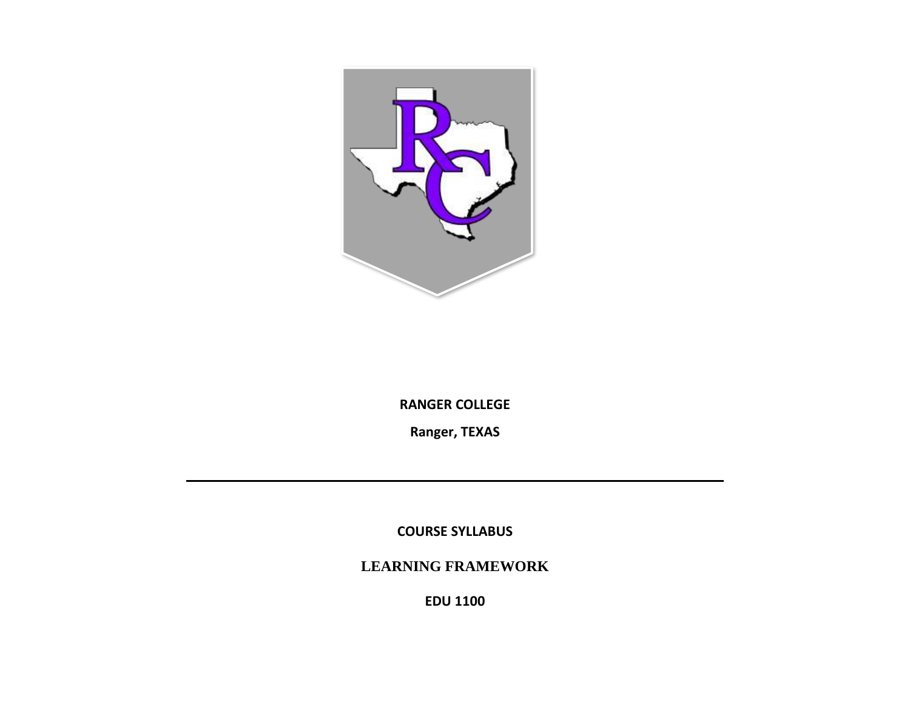**RANGER COLLEGE**

**Ranger, TEXAS**

---

**COURSE SYLLABUS**

**LEARNING FRAMEWORK**

**EDU 1100**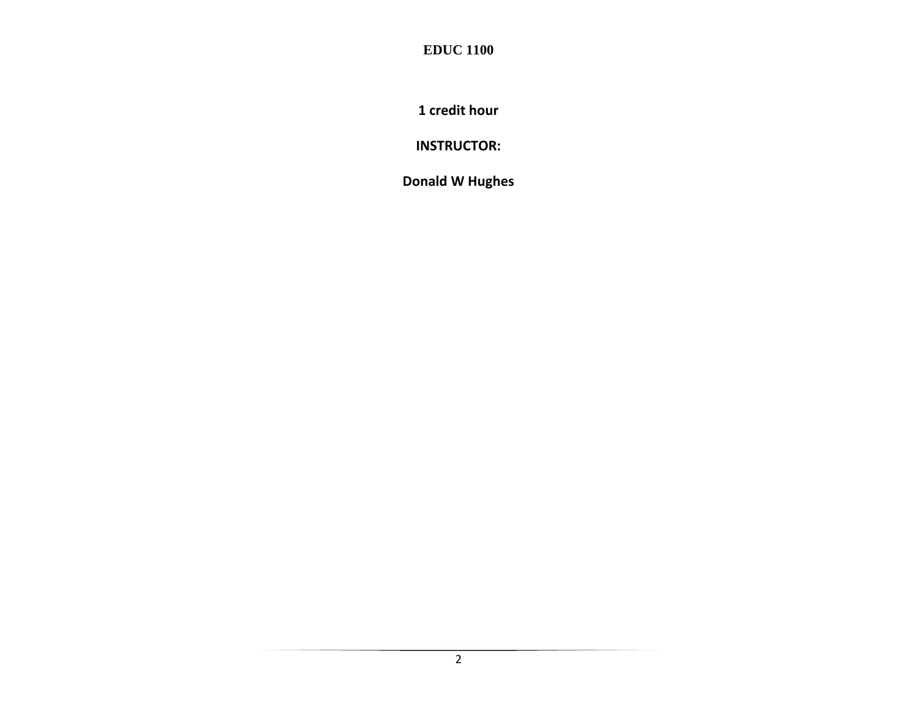# EDUC 1100

**1 credit hour**

**INSTRUCTOR:**

**Donald W Hughes**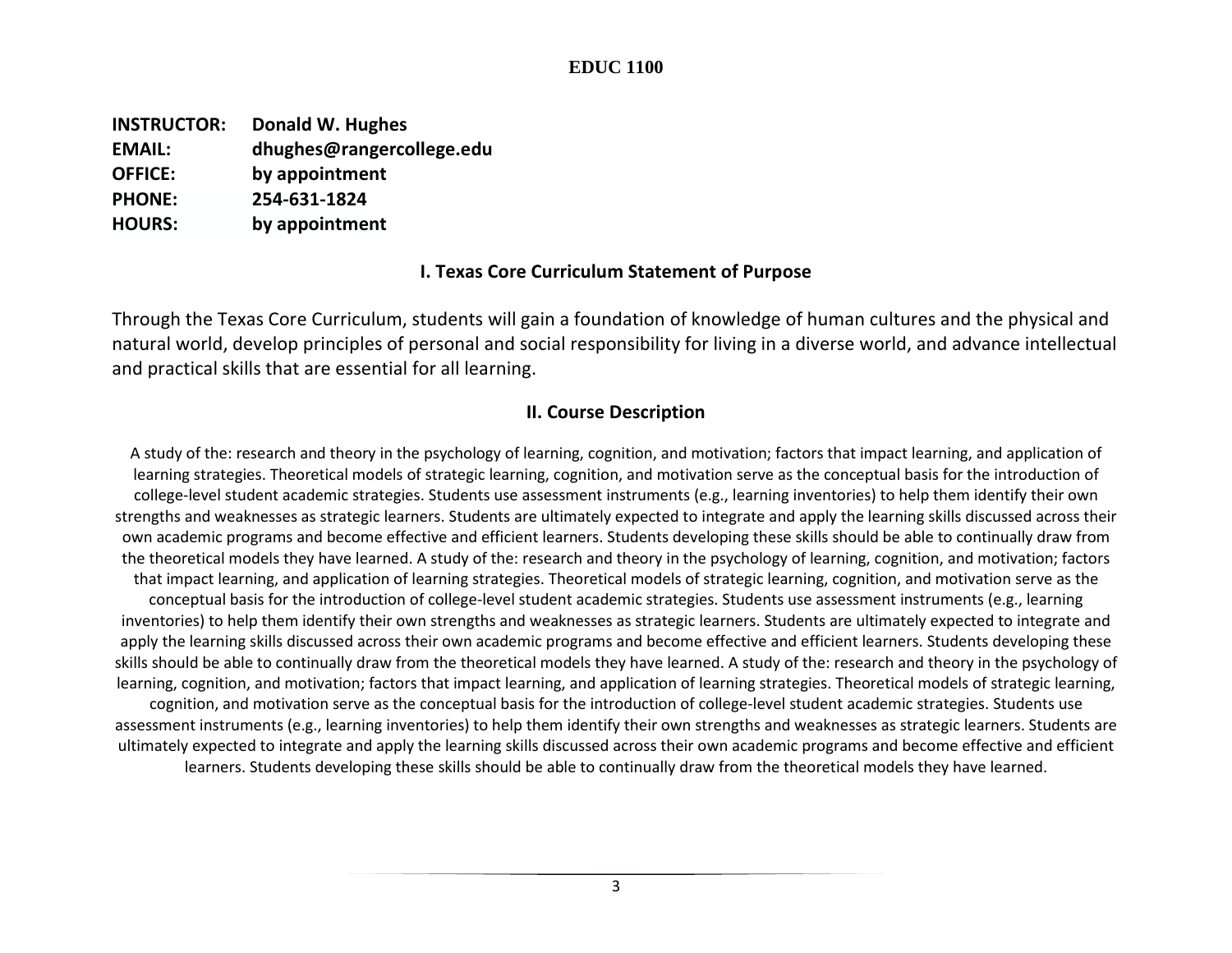**EDUC 1100**

**INSTRUCTOR:** **Donald W. Hughes**
**EMAIL:** **dhughes@rangercollege.edu**
**OFFICE:** **by appointment**
**PHONE:** **254-631-1824**
**HOURS:** **by appointment**

## I. Texas Core Curriculum Statement of Purpose

Through the Texas Core Curriculum, students will gain a foundation of knowledge of human cultures and the physical and natural world, develop principles of personal and social responsibility for living in a diverse world, and advance intellectual and practical skills that are essential for all learning.

## II. Course Description

A study of the: research and theory in the psychology of learning, cognition, and motivation; factors that impact learning, and application of learning strategies. Theoretical models of strategic learning, cognition, and motivation serve as the conceptual basis for the introduction of college-level student academic strategies. Students use assessment instruments (e.g., learning inventories) to help them identify their own strengths and weaknesses as strategic learners. Students are ultimately expected to integrate and apply the learning skills discussed across their own academic programs and become effective and efficient learners. Students developing these skills should be able to continually draw from the theoretical models they have learned. A study of the: research and theory in the psychology of learning, cognition, and motivation; factors that impact learning, and application of learning strategies. Theoretical models of strategic learning, cognition, and motivation serve as the conceptual basis for the introduction of college-level student academic strategies. Students use assessment instruments (e.g., learning inventories) to help them identify their own strengths and weaknesses as strategic learners. Students are ultimately expected to integrate and apply the learning skills discussed across their own academic programs and become effective and efficient learners. Students developing these skills should be able to continually draw from the theoretical models they have learned. A study of the: research and theory in the psychology of learning, cognition, and motivation; factors that impact learning, and application of learning strategies. Theoretical models of strategic learning, cognition, and motivation serve as the conceptual basis for the introduction of college-level student academic strategies. Students use assessment instruments (e.g., learning inventories) to help them identify their own strengths and weaknesses as strategic learners. Students are ultimately expected to integrate and apply the learning skills discussed across their own academic programs and become effective and efficient learners. Students developing these skills should be able to continually draw from the theoretical models they have learned.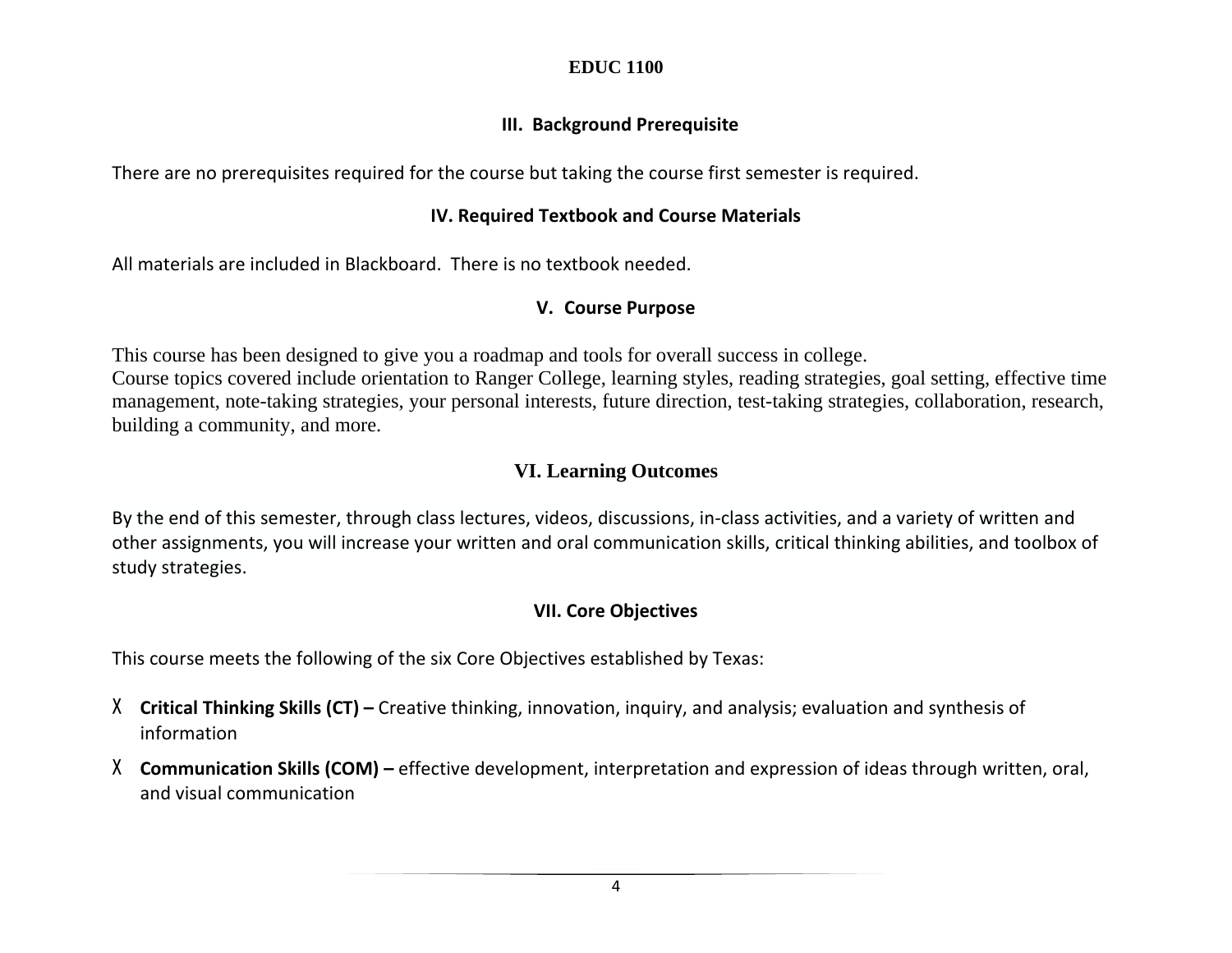## III. Background Prerequisite

There are no prerequisites required for the course but taking the course first semester is required.

## IV. Required Textbook and Course Materials

All materials are included in Blackboard. There is no textbook needed.

## V. Course Purpose

This course has been designed to give you a roadmap and tools for overall success in college.
Course topics covered include orientation to Ranger College, learning styles, reading strategies, goal setting, effective time management, note-taking strategies, your personal interests, future direction, test-taking strategies, collaboration, research, building a community, and more.

## VI. Learning Outcomes

By the end of this semester, through class lectures, videos, discussions, in-class activities, and a variety of written and other assignments, you will increase your written and oral communication skills, critical thinking abilities, and toolbox of study strategies.

## VII. Core Objectives

This course meets the following of the six Core Objectives established by Texas:

- X **Critical Thinking Skills (CT) –** Creative thinking, innovation, inquiry, and analysis; evaluation and synthesis of information
- X **Communication Skills (COM) –** effective development, interpretation and expression of ideas through written, oral, and visual communication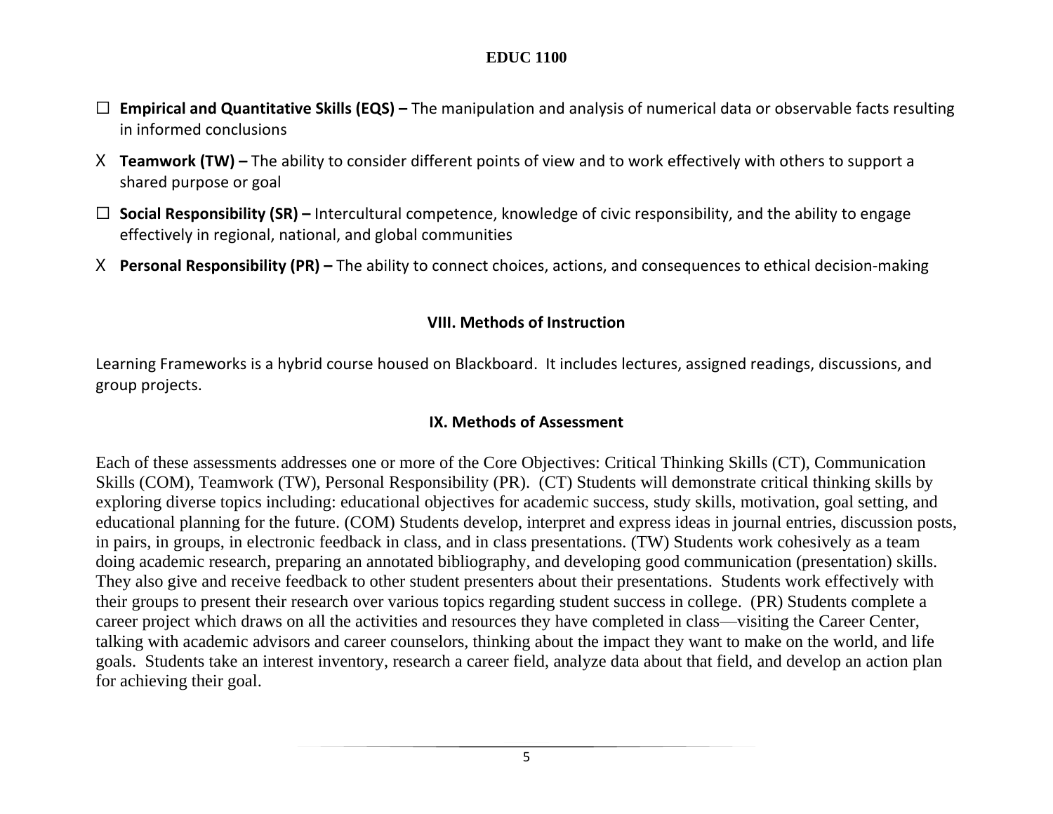☐ **Empirical and Quantitative Skills (EQS) –** The manipulation and analysis of numerical data or observable facts resulting in informed conclusions

X **Teamwork (TW) –** The ability to consider different points of view and to work effectively with others to support a shared purpose or goal

☐ **Social Responsibility (SR) –** Intercultural competence, knowledge of civic responsibility, and the ability to engage effectively in regional, national, and global communities

X **Personal Responsibility (PR) –** The ability to connect choices, actions, and consequences to ethical decision-making

## VIII. Methods of Instruction

Learning Frameworks is a hybrid course housed on Blackboard. It includes lectures, assigned readings, discussions, and group projects.

## IX. Methods of Assessment

Each of these assessments addresses one or more of the Core Objectives: Critical Thinking Skills (CT), Communication Skills (COM), Teamwork (TW), Personal Responsibility (PR). (CT) Students will demonstrate critical thinking skills by exploring diverse topics including: educational objectives for academic success, study skills, motivation, goal setting, and educational planning for the future. (COM) Students develop, interpret and express ideas in journal entries, discussion posts, in pairs, in groups, in electronic feedback in class, and in class presentations. (TW) Students work cohesively as a team doing academic research, preparing an annotated bibliography, and developing good communication (presentation) skills. They also give and receive feedback to other student presenters about their presentations. Students work effectively with their groups to present their research over various topics regarding student success in college. (PR) Students complete a career project which draws on all the activities and resources they have completed in class—visiting the Career Center, talking with academic advisors and career counselors, thinking about the impact they want to make on the world, and life goals. Students take an interest inventory, research a career field, analyze data about that field, and develop an action plan for achieving their goal.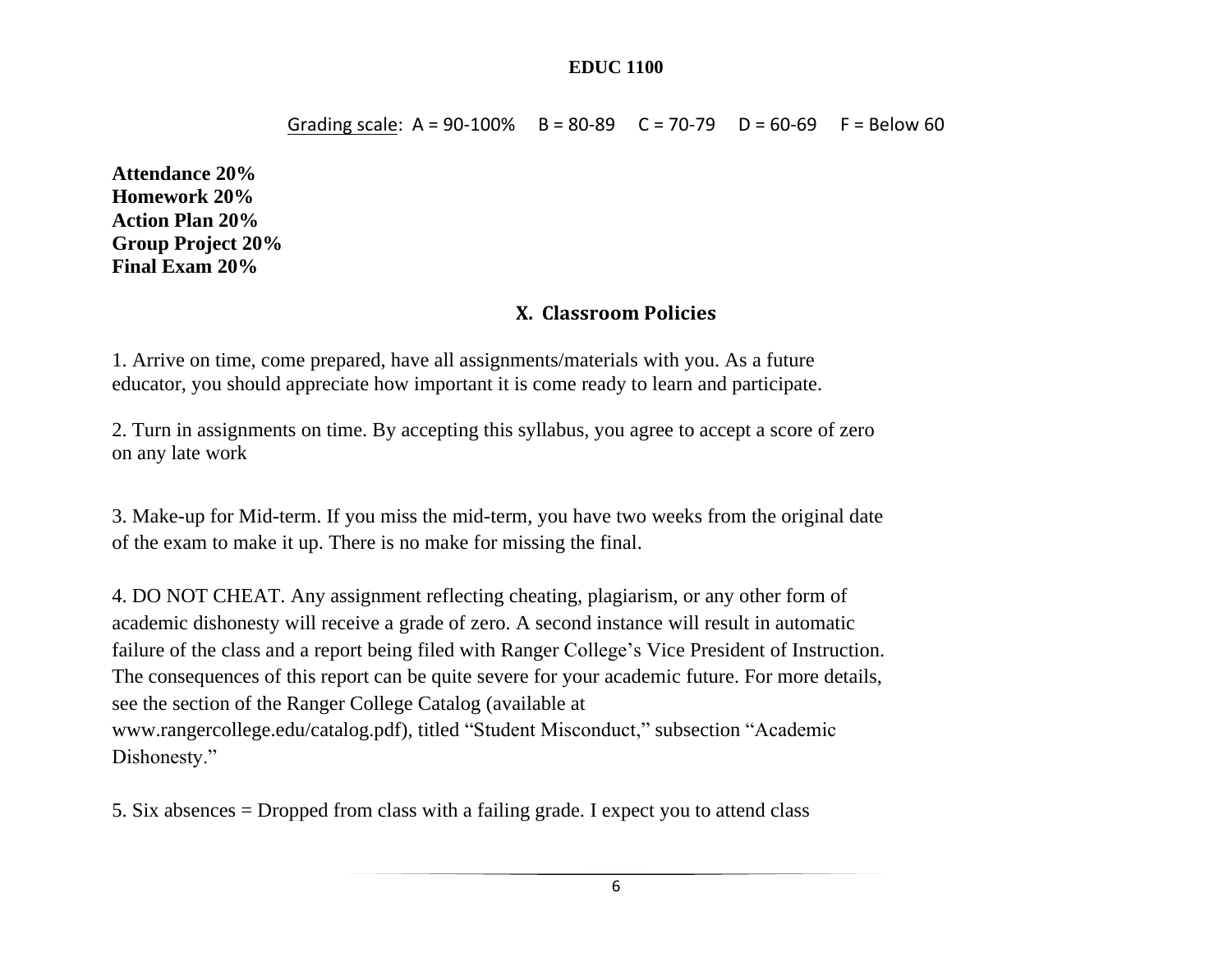**EDUC 1100**

Grading scale: A = 90-100% B = 80-89 C = 70-79 D = 60-69 F = Below 60

**Attendance 20%**
**Homework 20%**
**Action Plan 20%**
**Group Project 20%**
**Final Exam 20%**

## X. Classroom Policies

1. Arrive on time, come prepared, have all assignments/materials with you. As a future educator, you should appreciate how important it is come ready to learn and participate.

2. Turn in assignments on time. By accepting this syllabus, you agree to accept a score of zero on any late work

3. Make-up for Mid-term. If you miss the mid-term, you have two weeks from the original date of the exam to make it up. There is no make for missing the final.

4. DO NOT CHEAT. Any assignment reflecting cheating, plagiarism, or any other form of academic dishonesty will receive a grade of zero. A second instance will result in automatic failure of the class and a report being filed with Ranger College's Vice President of Instruction. The consequences of this report can be quite severe for your academic future. For more details, see the section of the Ranger College Catalog (available at www.rangercollege.edu/catalog.pdf), titled "Student Misconduct," subsection "Academic Dishonesty."

5. Six absences = Dropped from class with a failing grade. I expect you to attend class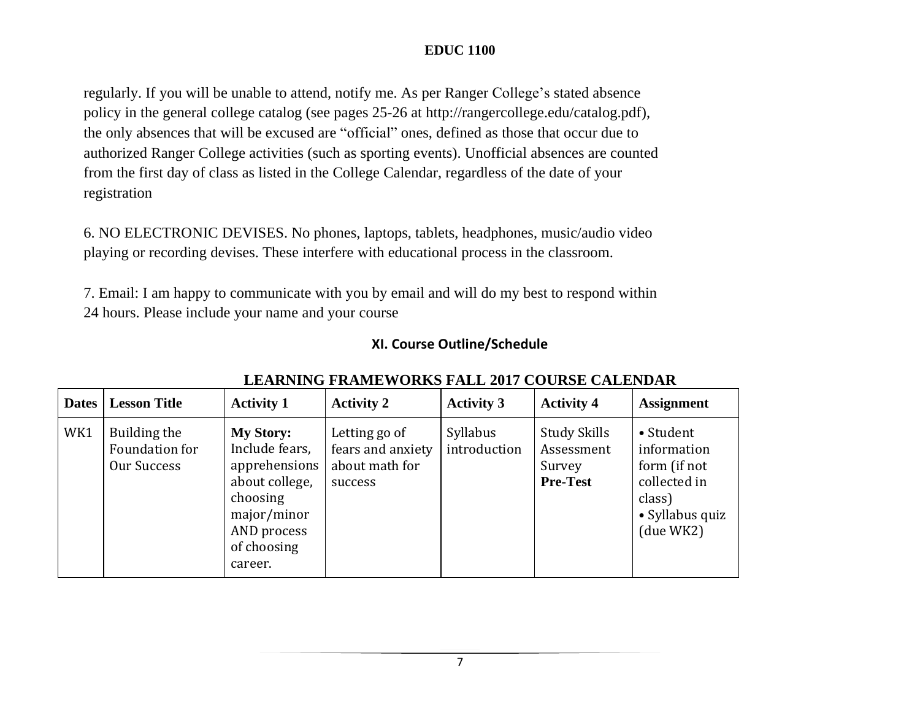regularly. If you will be unable to attend, notify me. As per Ranger College's stated absence policy in the general college catalog (see pages 25-26 at http://rangercollege.edu/catalog.pdf), the only absences that will be excused are "official" ones, defined as those that occur due to authorized Ranger College activities (such as sporting events). Unofficial absences are counted from the first day of class as listed in the College Calendar, regardless of the date of your registration

6. NO ELECTRONIC DEVISES. No phones, laptops, tablets, headphones, music/audio video playing or recording devises. These interfere with educational process in the classroom.

7. Email: I am happy to communicate with you by email and will do my best to respond within 24 hours. Please include your name and your course

## XI. Course Outline/Schedule

### LEARNING FRAMEWORKS FALL 2017 COURSE CALENDAR

| Dates | Lesson Title | Activity 1 | Activity 2 | Activity 3 | Activity 4 | Assignment |
|---|---|---|---|---|---|---|
| WK1 | Building the Foundation for Our Success | **My Story:** Include fears, apprehensions about college, choosing major/minor AND process of choosing career. | Letting go of fears and anxiety about math for success | Syllabus introduction | Study Skills Assessment Survey **Pre-Test** | • Student information form (if not collected in class) • Syllabus quiz (due WK2) |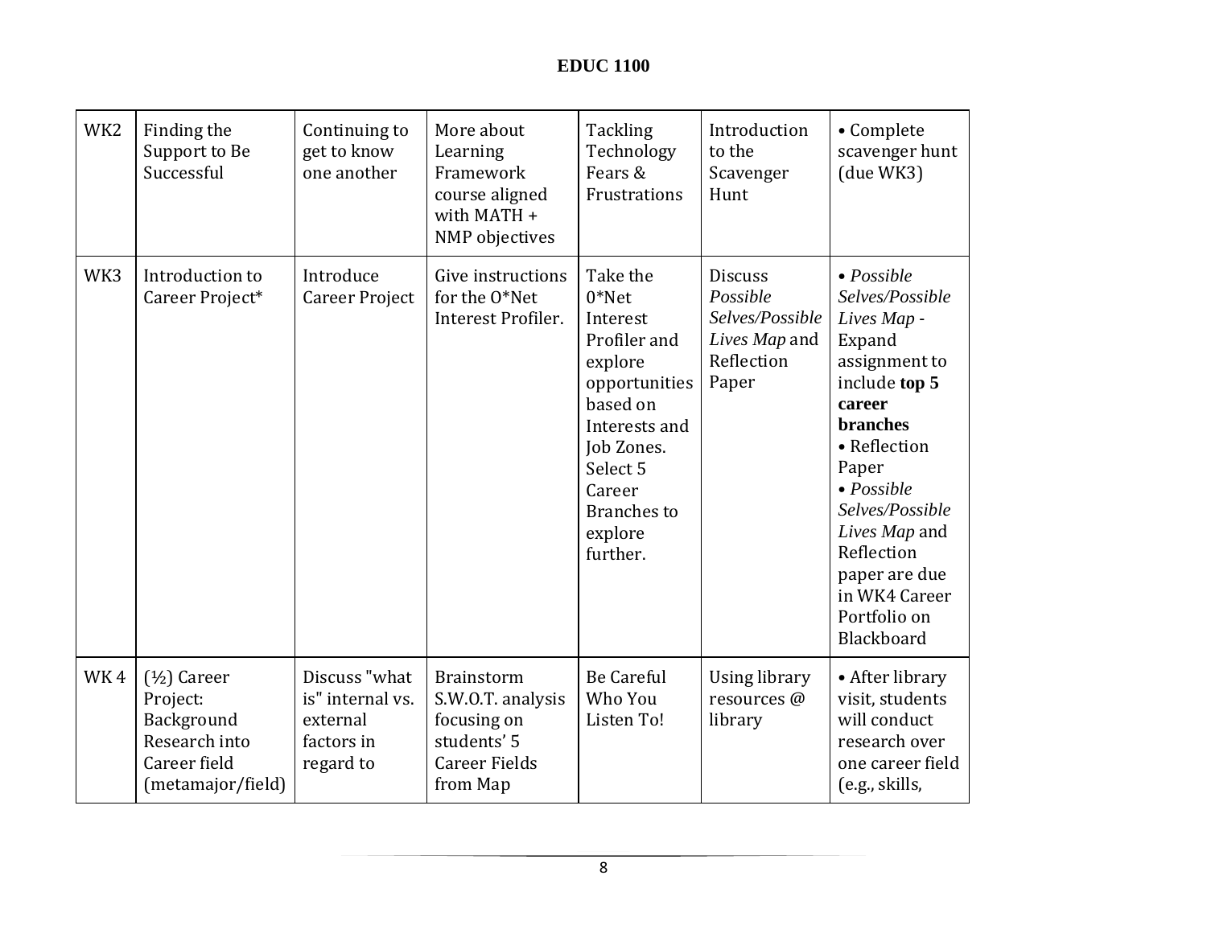| WK2 | Finding the Support to Be Successful | Continuing to get to know one another | More about Learning Framework course aligned with MATH + NMP objectives | Tackling Technology Fears & Frustrations | Introduction to the Scavenger Hunt | • Complete scavenger hunt (due WK3) |
|---|---|---|---|---|---|---|
| WK3 | Introduction to Career Project* | Introduce Career Project | Give instructions for the O*Net Interest Profiler. | Take the 0*Net Interest Profiler and explore opportunities based on Interests and Job Zones. Select 5 Career Branches to explore further. | Discuss *Possible Selves/Possible Lives Map* and Reflection Paper | • *Possible Selves/Possible Lives Map* - Expand assignment to include **top 5 career branches** • Reflection Paper • *Possible Selves/Possible Lives Map* and Reflection paper are due in WK4 Career Portfolio on Blackboard |
| WK 4 | (½) Career Project: Background Research into Career field (metamajor/field) | Discuss "what is" internal vs. external factors in regard to | Brainstorm S.W.O.T. analysis focusing on students' 5 Career Fields from Map | Be Careful Who You Listen To! | Using library resources @ library | • After library visit, students will conduct research over one career field (e.g., skills, |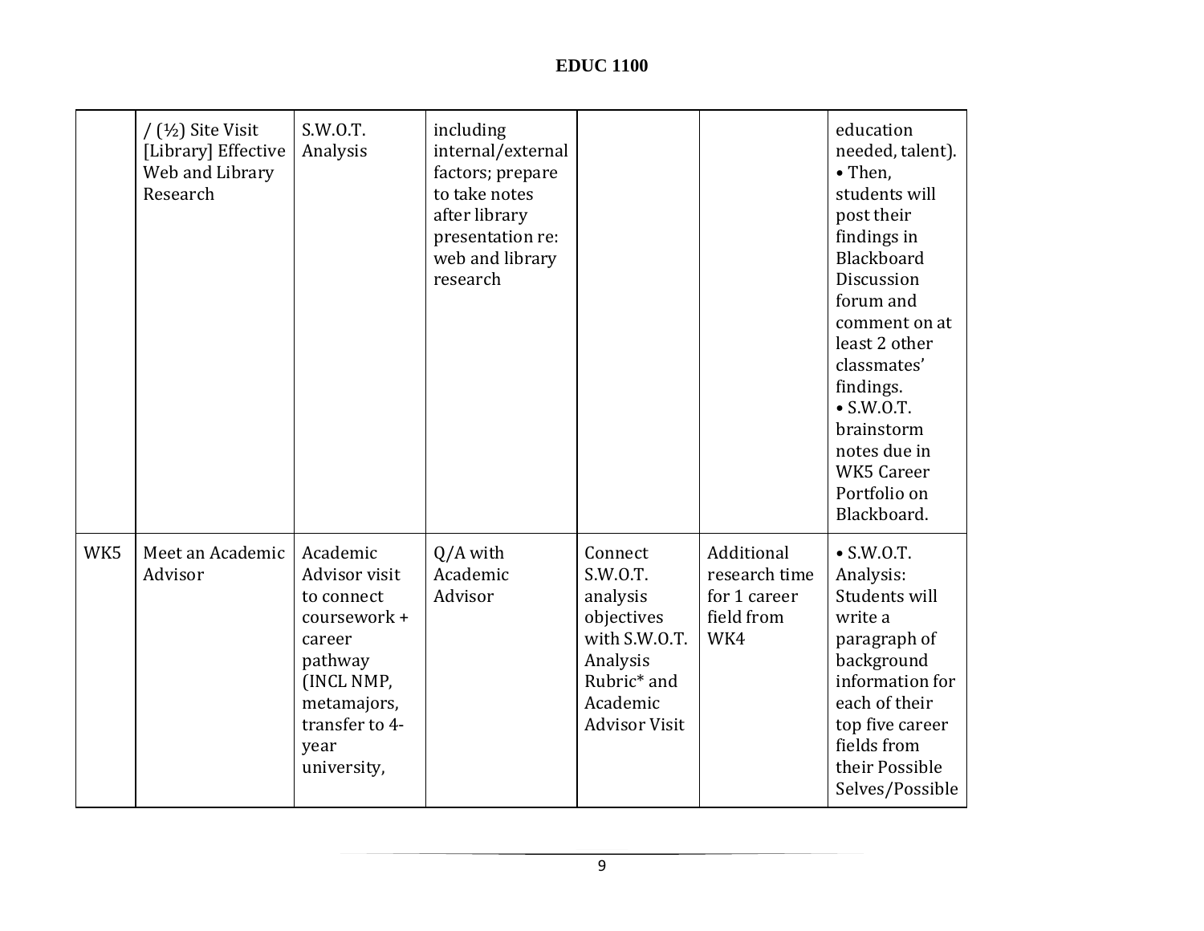| | / (½) Site Visit [Library] Effective Web and Library Research | S.W.O.T. Analysis | including internal/external factors; prepare to take notes after library presentation re: web and library research | | | education needed, talent). • Then, students will post their findings in Blackboard Discussion forum and comment on at least 2 other classmates' findings. • S.W.O.T. brainstorm notes due in WK5 Career Portfolio on Blackboard. |
|---|---|---|---|---|---|---|
| WK5 | Meet an Academic Advisor | Academic Advisor visit to connect coursework + career pathway (INCL NMP, metamajors, transfer to 4-year university, | Q/A with Academic Advisor | Connect S.W.O.T. analysis objectives with S.W.O.T. Analysis Rubric* and Academic Advisor Visit | Additional research time for 1 career field from WK4 | • S.W.O.T. Analysis: Students will write a paragraph of background information for each of their top five career fields from their Possible Selves/Possible |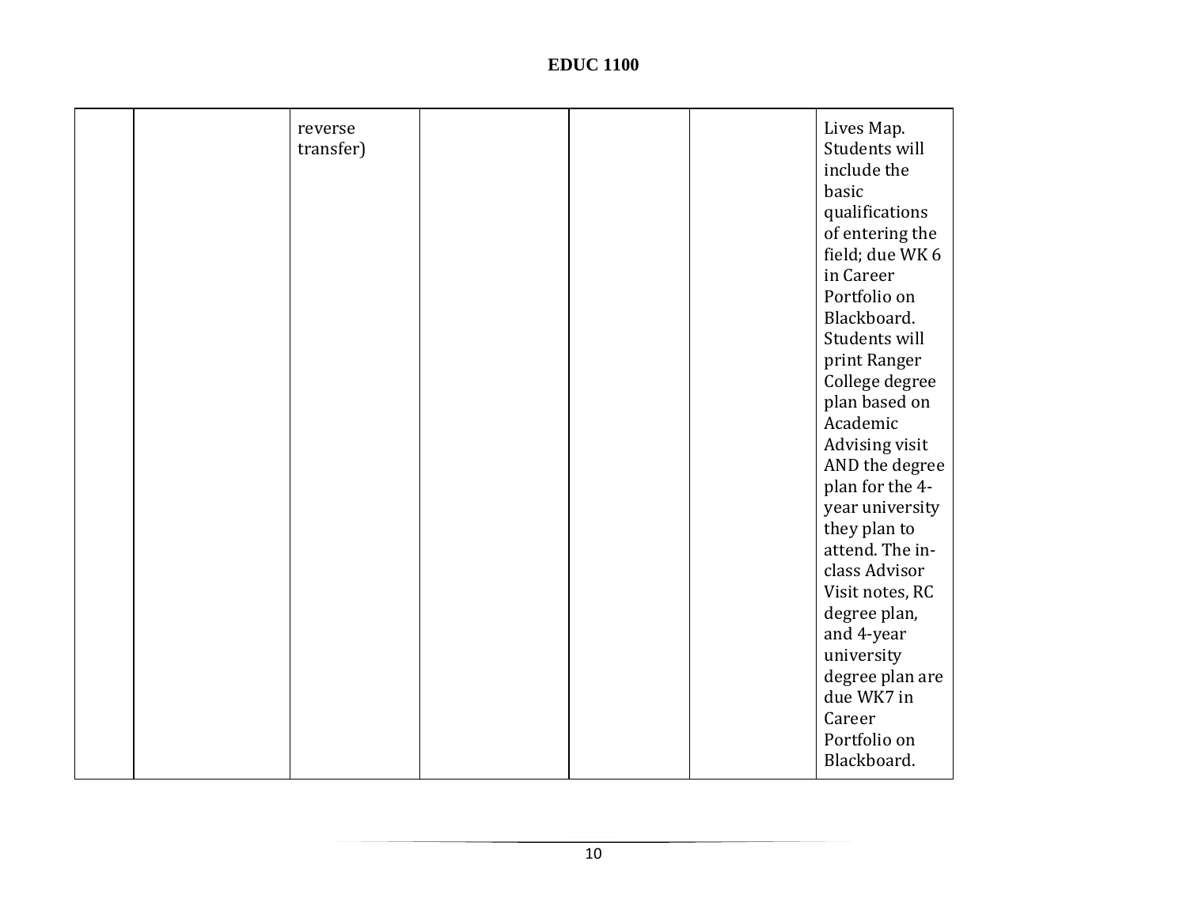| | | | | | | |
|---|---|---|---|---|---|---|
| | | reverse transfer) | | | | Lives Map. Students will include the basic qualifications of entering the field; due WK 6 in Career Portfolio on Blackboard. Students will print Ranger College degree plan based on Academic Advising visit AND the degree plan for the 4-year university they plan to attend. The in-class Advisor Visit notes, RC degree plan, and 4-year university degree plan are due WK7 in Career Portfolio on Blackboard. |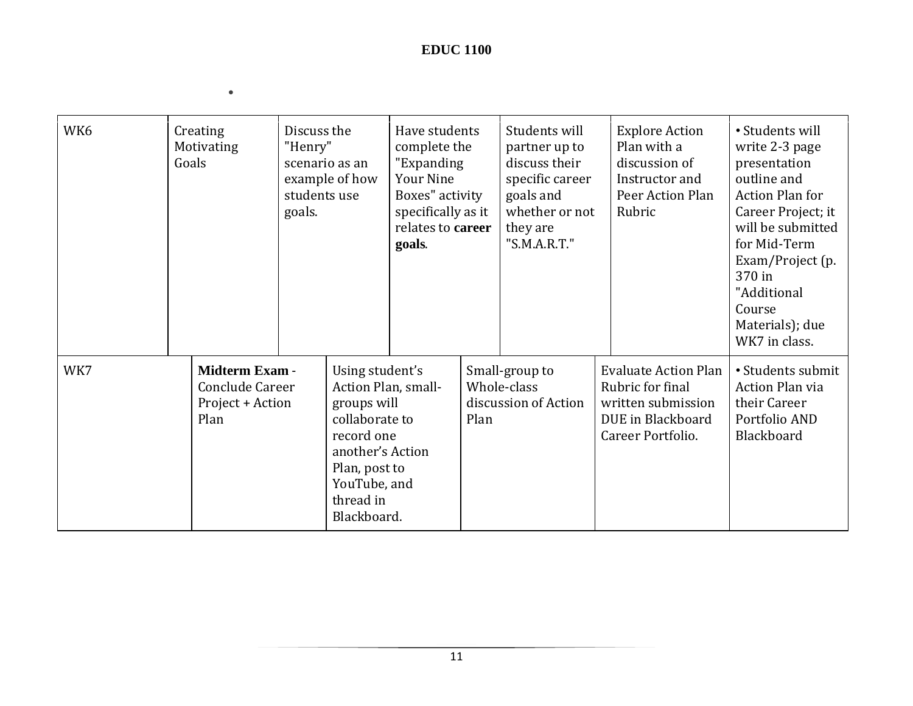| WK6 | Creating Motivating Goals | Discuss the "Henry" scenario as an example of how students use goals. | Have students complete the "Expanding Your Nine Boxes" activity specifically as it relates to **career goals**. | Students will partner up to discuss their specific career goals and whether or not they are "S.M.A.R.T." | Explore Action Plan with a discussion of Instructor and Peer Action Plan Rubric | • Students will write 2-3 page presentation outline and Action Plan for Career Project; it will be submitted for Mid-Term Exam/Project (p. 370 in "Additional Course Materials); due WK7 in class. |
|---|---|---|---|---|---|---|
| WK7 | **Midterm Exam** - Conclude Career Project + Action Plan | Using student's Action Plan, small-groups will collaborate to record one another's Action Plan, post to YouTube, and thread in Blackboard. | Small-group to Whole-class discussion of Action Plan | | Evaluate Action Plan Rubric for final written submission DUE in Blackboard Career Portfolio. | • Students submit Action Plan via their Career Portfolio AND Blackboard |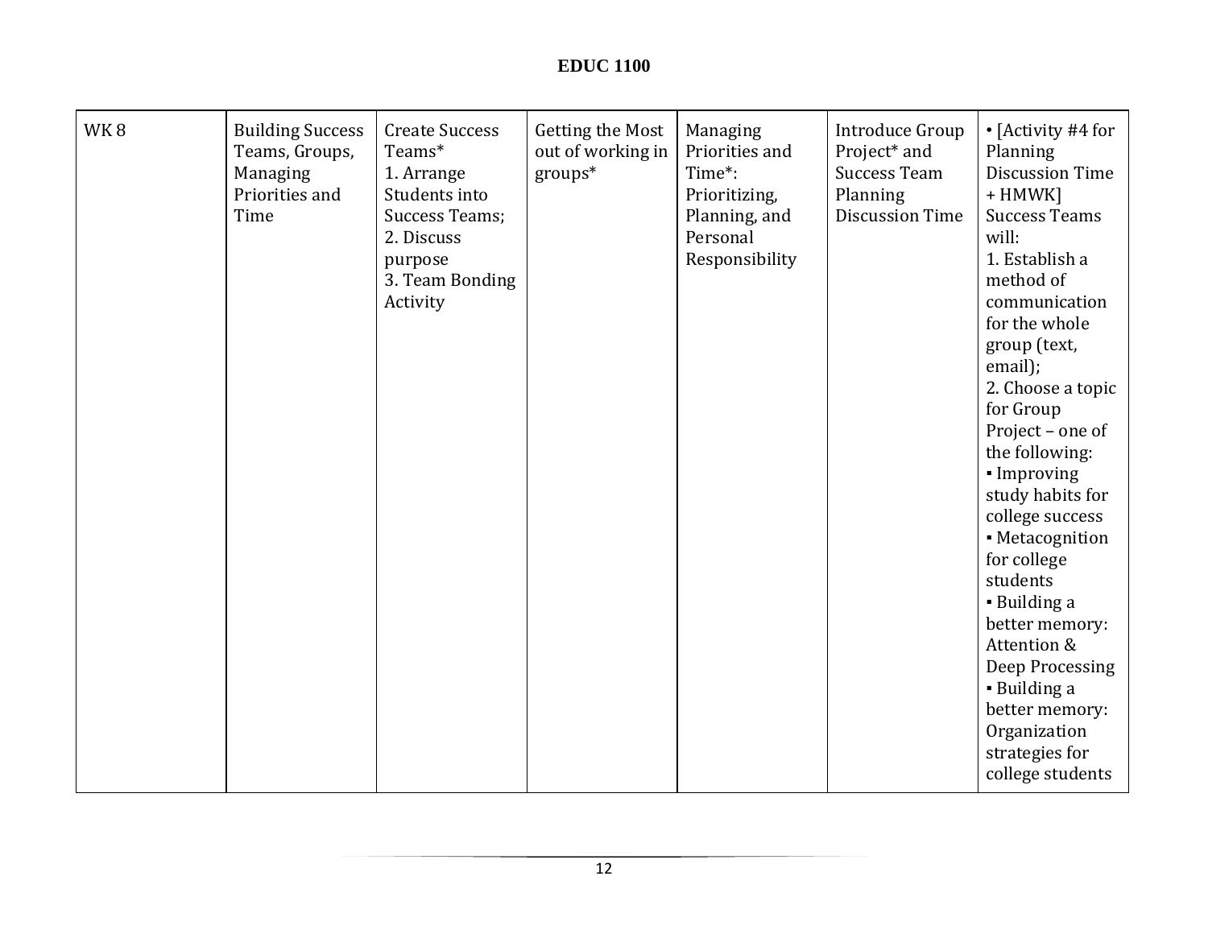| WK 8 | Building Success Teams, Groups, Managing Priorities and Time | Create Success Teams*<br>1. Arrange Students into Success Teams;<br>2. Discuss purpose<br>3. Team Bonding Activity | Getting the Most out of working in groups* | Managing Priorities and Time*: Prioritizing, Planning, and Personal Responsibility | Introduce Group Project* and Success Team Planning Discussion Time | • [Activity #4 for Planning Discussion Time + HMWK] Success Teams will:<br>1. Establish a method of communication for the whole group (text, email);<br>2. Choose a topic for Group Project – one of the following:<br>▪ Improving study habits for college success<br>▪ Metacognition for college students<br>▪ Building a better memory: Attention & Deep Processing<br>▪ Building a better memory: Organization strategies for college students |
|---|---|---|---|---|---|---|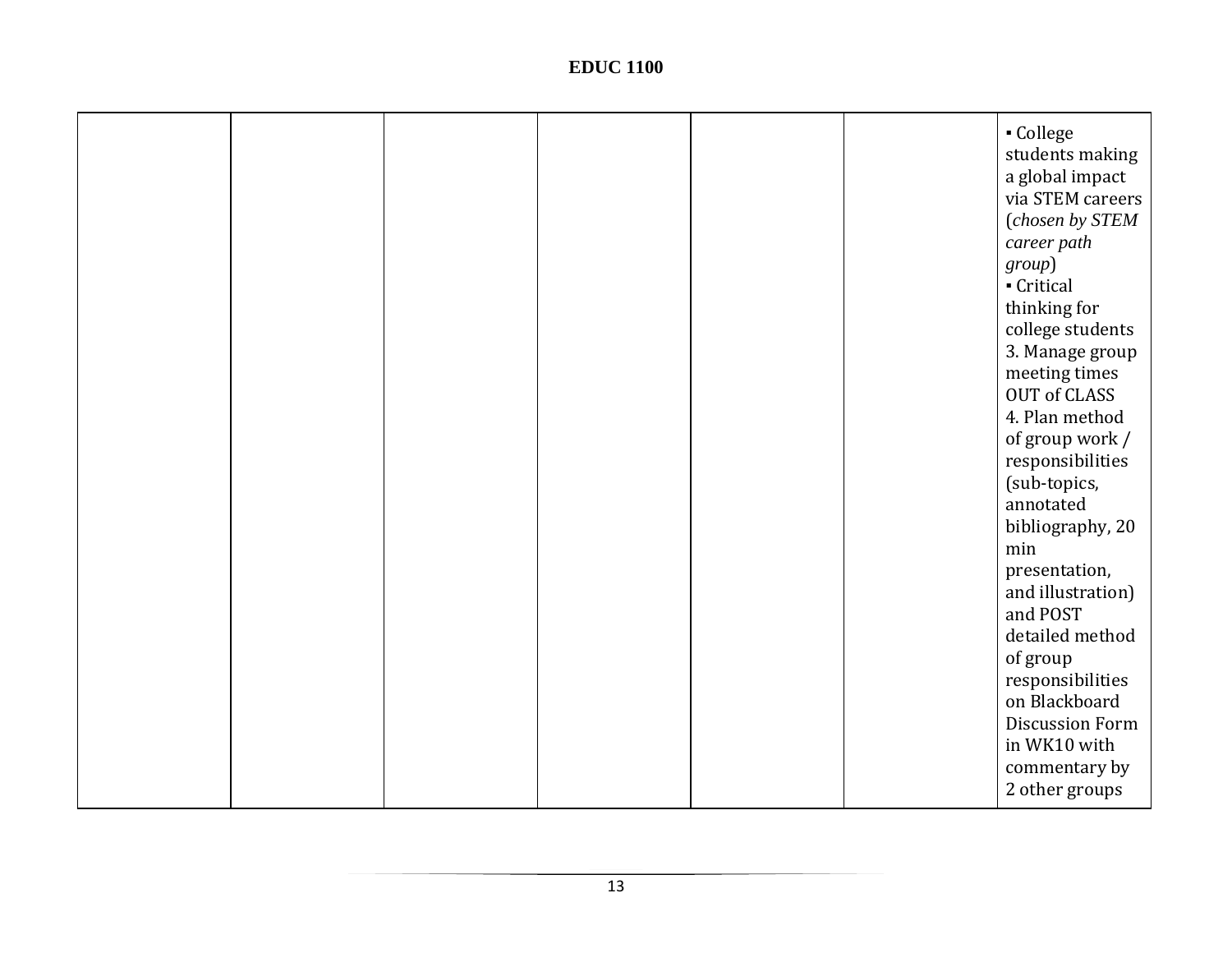| | | | | | | |
|---|---|---|---|---|---|---|
| | | | | | | ▪ College students making a global impact via STEM careers (*chosen by STEM career path group*)<br>▪ Critical thinking for college students<br>3. Manage group meeting times OUT of CLASS<br>4. Plan method of group work / responsibilities (sub-topics, annotated bibliography, 20 min presentation, and illustration) and POST detailed method of group responsibilities on Blackboard Discussion Form in WK10 with commentary by 2 other groups |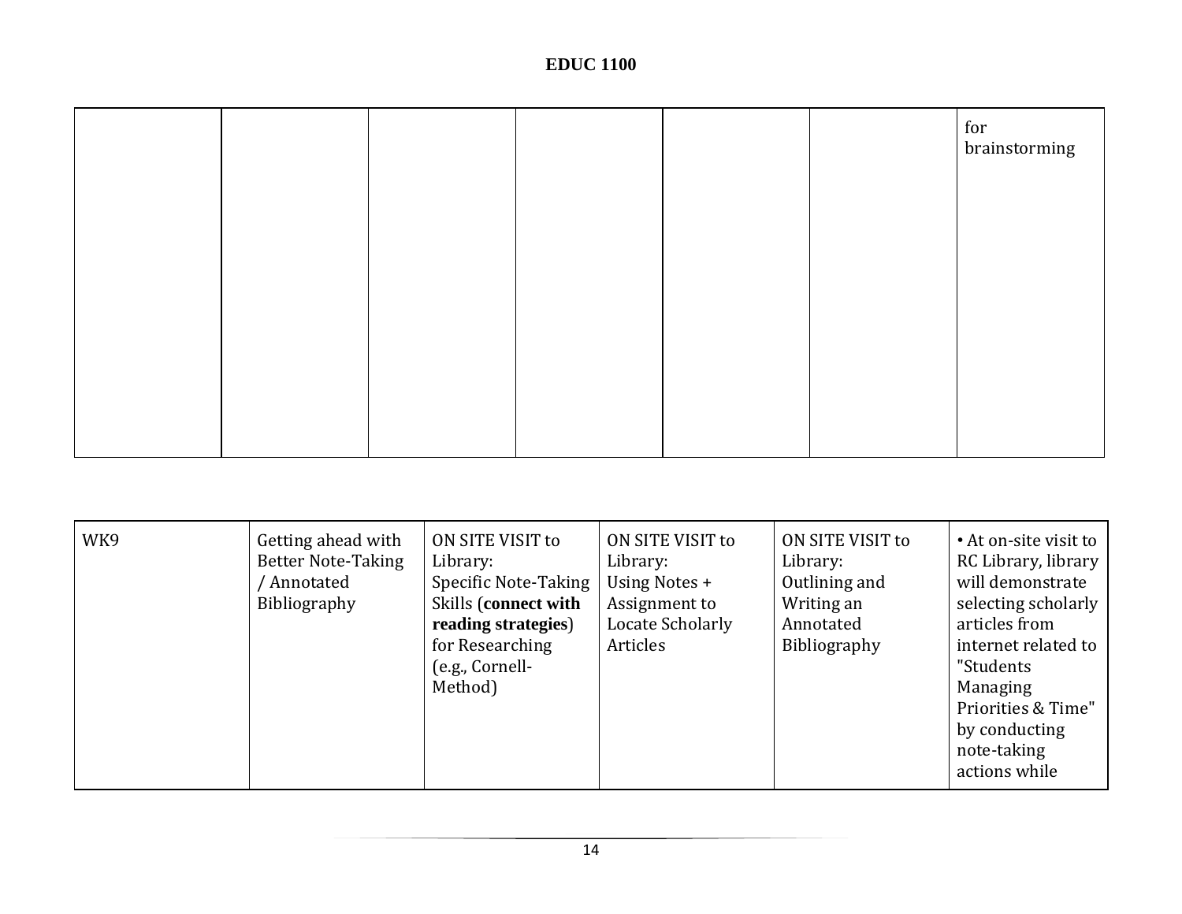| | | | | | | |
|---|---|---|---|---|---|---|
| | | | | | | for brainstorming |

| | | | | | |
|---|---|---|---|---|---|
| WK9 | Getting ahead with Better Note-Taking / Annotated Bibliography | ON SITE VISIT to Library: Specific Note-Taking Skills (**connect with reading strategies**) for Researching (e.g., Cornell-Method) | ON SITE VISIT to Library: Using Notes + Assignment to Locate Scholarly Articles | ON SITE VISIT to Library: Outlining and Writing an Annotated Bibliography | • At on-site visit to RC Library, library will demonstrate selecting scholarly articles from internet related to "Students Managing Priorities & Time" by conducting note-taking actions while |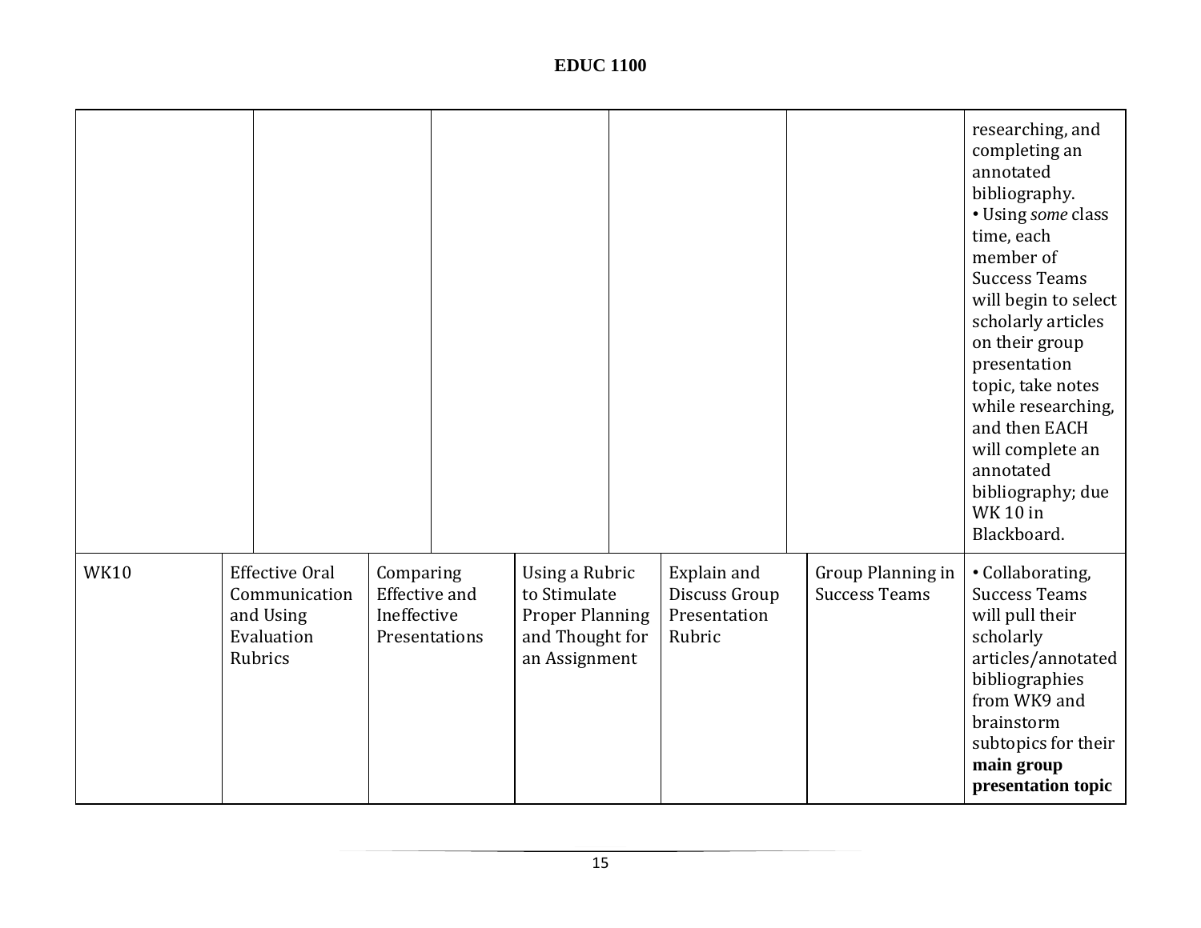| | | | | | |
|---|---|---|---|---|---|
| | | | | | researching, and completing an annotated bibliography. • Using *some* class time, each member of Success Teams will begin to select scholarly articles on their group presentation topic, take notes while researching, and then EACH will complete an annotated bibliography; due WK 10 in Blackboard. |
| WK10 | Effective Oral Communication and Using Evaluation Rubrics | Comparing Effective and Ineffective Presentations | Using a Rubric to Stimulate Proper Planning and Thought for an Assignment | Explain and Discuss Group Presentation Rubric | Group Planning in Success Teams | • Collaborating, Success Teams will pull their scholarly articles/annotated bibliographies from WK9 and brainstorm subtopics for their **main group presentation topic** |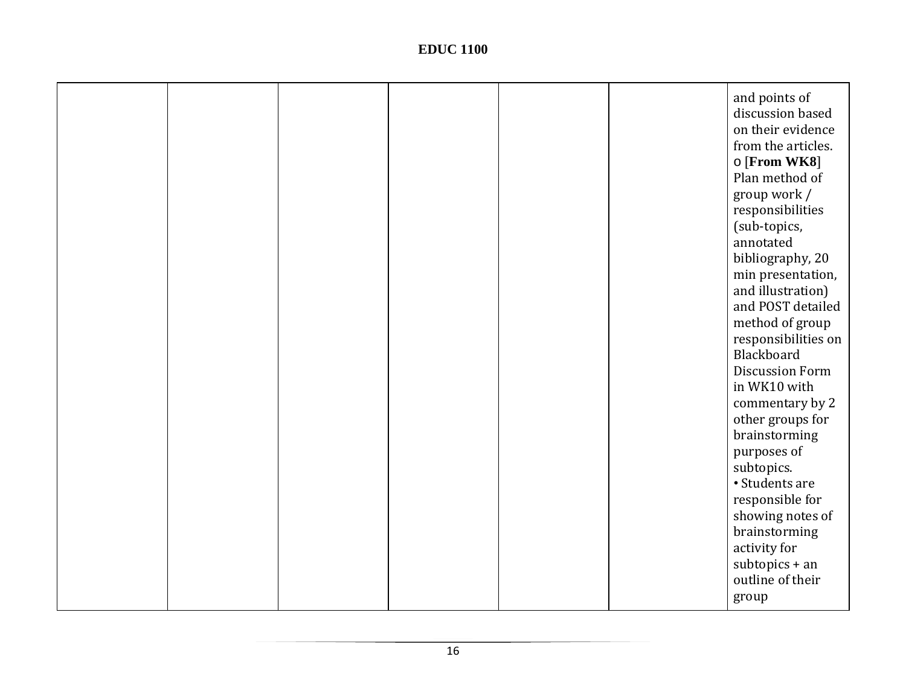|  |  |  |  |  |  |  |
|---|---|---|---|---|---|---|
|  |  |  |  |  |  | and points of discussion based on their evidence from the articles.<br>o [**From WK8**] Plan method of group work / responsibilities (sub-topics, annotated bibliography, 20 min presentation, and illustration) and POST detailed method of group responsibilities on Blackboard Discussion Form in WK10 with commentary by 2 other groups for brainstorming purposes of subtopics.<br>• Students are responsible for showing notes of brainstorming activity for subtopics + an outline of their group |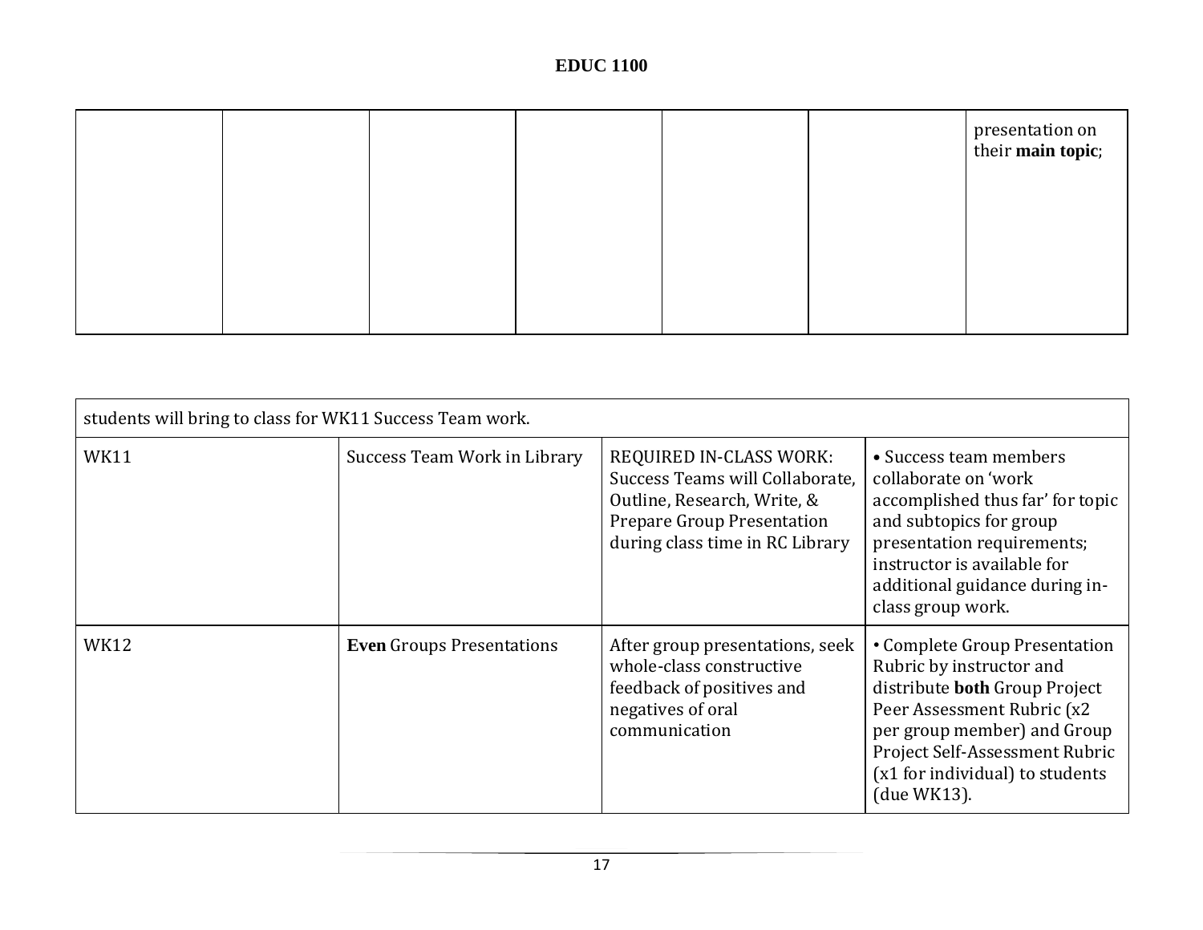| | | | | | | |
|---|---|---|---|---|---|---|
| | | | | | | presentation on their **main topic**; |

| | | | |
|---|---|---|---|
| students will bring to class for WK11 Success Team work. | | | |
| WK11 | Success Team Work in Library | REQUIRED IN-CLASS WORK: Success Teams will Collaborate, Outline, Research, Write, & Prepare Group Presentation during class time in RC Library | • Success team members collaborate on 'work accomplished thus far' for topic and subtopics for group presentation requirements; instructor is available for additional guidance during in-class group work. |
| WK12 | **Even** Groups Presentations | After group presentations, seek whole-class constructive feedback of positives and negatives of oral communication | • Complete Group Presentation Rubric by instructor and distribute **both** Group Project Peer Assessment Rubric (x2 per group member) and Group Project Self-Assessment Rubric (x1 for individual) to students (due WK13). |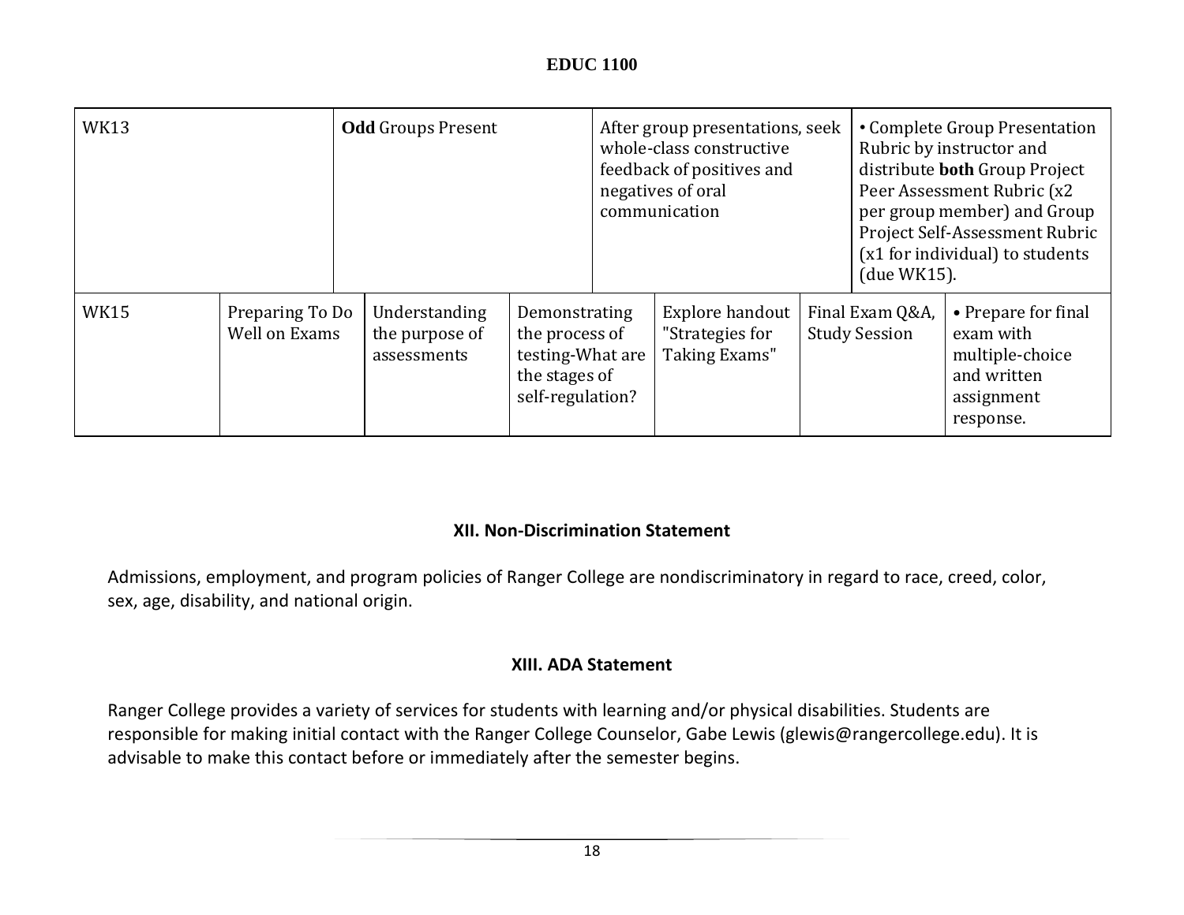| | | | | | | |
|---|---|---|---|---|---|---|
| WK13 | | **Odd** Groups Present | | After group presentations, seek whole-class constructive feedback of positives and negatives of oral communication | | • Complete Group Presentation Rubric by instructor and distribute **both** Group Project Peer Assessment Rubric (x2 per group member) and Group Project Self-Assessment Rubric (x1 for individual) to students (due WK15). |
| WK15 | Preparing To Do Well on Exams | Understanding the purpose of assessments | Demonstrating the process of testing-What are the stages of self-regulation? | Explore handout "Strategies for Taking Exams" | Final Exam Q&A, Study Session | • Prepare for final exam with multiple-choice and written assignment response. |

## XII. Non-Discrimination Statement

Admissions, employment, and program policies of Ranger College are nondiscriminatory in regard to race, creed, color, sex, age, disability, and national origin.

## XIII. ADA Statement

Ranger College provides a variety of services for students with learning and/or physical disabilities. Students are responsible for making initial contact with the Ranger College Counselor, Gabe Lewis (glewis@rangercollege.edu). It is advisable to make this contact before or immediately after the semester begins.